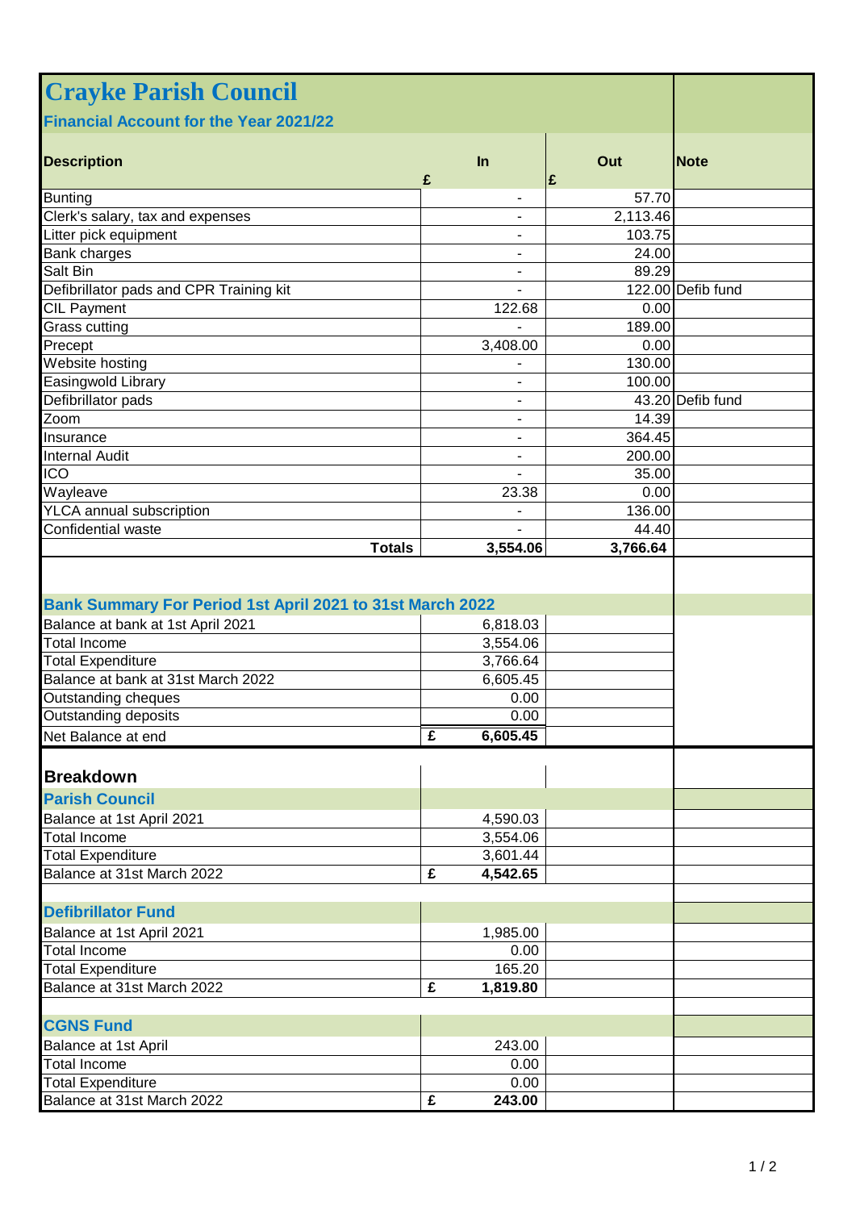# Crayke Parish Council

## Financial Account for the Year 2021/22

| Description | In £ | Out £ | Note |
|---|---|---|---|
| Bunting | - | 57.70 | |
| Clerk's salary, tax and expenses | - | 2,113.46 | |
| Litter pick equipment | - | 103.75 | |
| Bank charges | - | 24.00 | |
| Salt Bin | - | 89.29 | |
| Defibrillator pads and CPR Training kit | - | 122.00 | Defib fund |
| CIL Payment | 122.68 | 0.00 | |
| Grass cutting | - | 189.00 | |
| Precept | 3,408.00 | 0.00 | |
| Website hosting | - | 130.00 | |
| Easingwold Library | - | 100.00 | |
| Defibrillator pads | - | 43.20 | Defib fund |
| Zoom | - | 14.39 | |
| Insurance | - | 364.45 | |
| Internal Audit | - | 200.00 | |
| ICO | - | 35.00 | |
| Wayleave | 23.38 | 0.00 | |
| YLCA annual subscription | - | 136.00 | |
| Confidential waste | - | 44.40 | |
| **Totals** | **3,554.06** | **3,766.64** | |

## Bank Summary For Period 1st April 2021 to 31st March 2022

| | |
|---|---|
| Balance at bank at 1st April 2021 | 6,818.03 |
| Total Income | 3,554.06 |
| Total Expenditure | 3,766.64 |
| Balance at bank at 31st March 2022 | 6,605.45 |
| Outstanding cheques | 0.00 |
| Outstanding deposits | 0.00 |
| Net Balance at end | **£ 6,605.45** |

## Breakdown

### Parish Council

| | |
|---|---|
| Balance at 1st April 2021 | 4,590.03 |
| Total Income | 3,554.06 |
| Total Expenditure | 3,601.44 |
| Balance at 31st March 2022 | **£ 4,542.65** |

### Defibrillator Fund

| | |
|---|---|
| Balance at 1st April 2021 | 1,985.00 |
| Total Income | 0.00 |
| Total Expenditure | 165.20 |
| Balance at 31st March 2022 | **£ 1,819.80** |

### CGNS Fund

| | |
|---|---|
| Balance at 1st April | 243.00 |
| Total Income | 0.00 |
| Total Expenditure | 0.00 |
| Balance at 31st March 2022 | **£ 243.00** |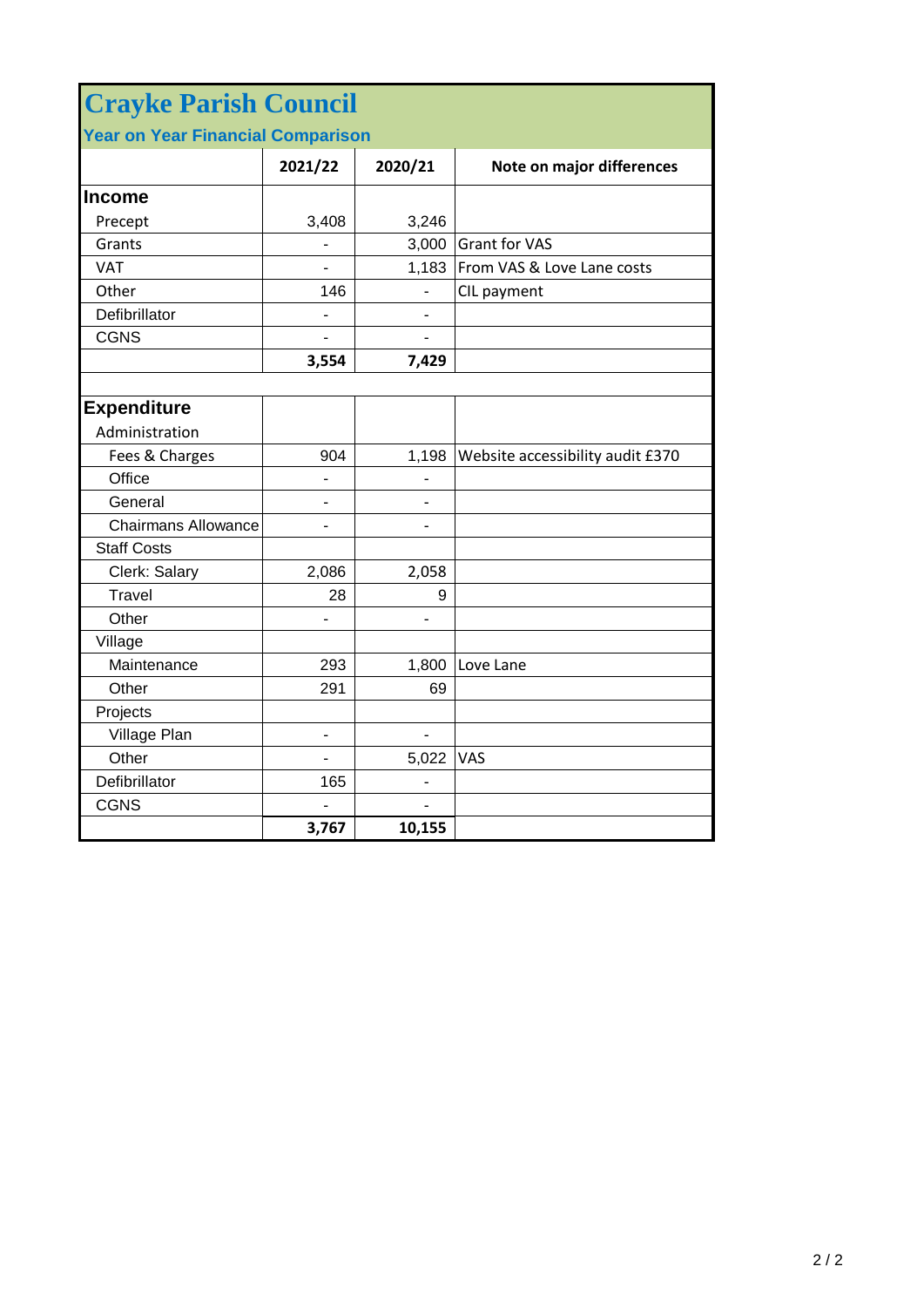# Crayke Parish Council

## Year on Year Financial Comparison

| | 2021/22 | 2020/21 | Note on major differences |
|---|---|---|---|
| **Income** | | | |
| Precept | 3,408 | 3,246 | |
| Grants | - | 3,000 | Grant for VAS |
| VAT | - | 1,183 | From VAS & Love Lane costs |
| Other | 146 | - | CIL payment |
| Defibrillator | - | - | |
| CGNS | - | - | |
| | **3,554** | **7,429** | |
| | | | |
| **Expenditure** | | | |
| Administration | | | |
| Fees & Charges | 904 | 1,198 | Website accessibility audit £370 |
| Office | - | - | |
| General | - | - | |
| Chairmans Allowance | - | - | |
| Staff Costs | | | |
| Clerk: Salary | 2,086 | 2,058 | |
| Travel | 28 | 9 | |
| Other | - | - | |
| Village | | | |
| Maintenance | 293 | 1,800 | Love Lane |
| Other | 291 | 69 | |
| Projects | | | |
| Village Plan | - | - | |
| Other | - | 5,022 | VAS |
| Defibrillator | 165 | - | |
| CGNS | - | - | |
| | **3,767** | **10,155** | |